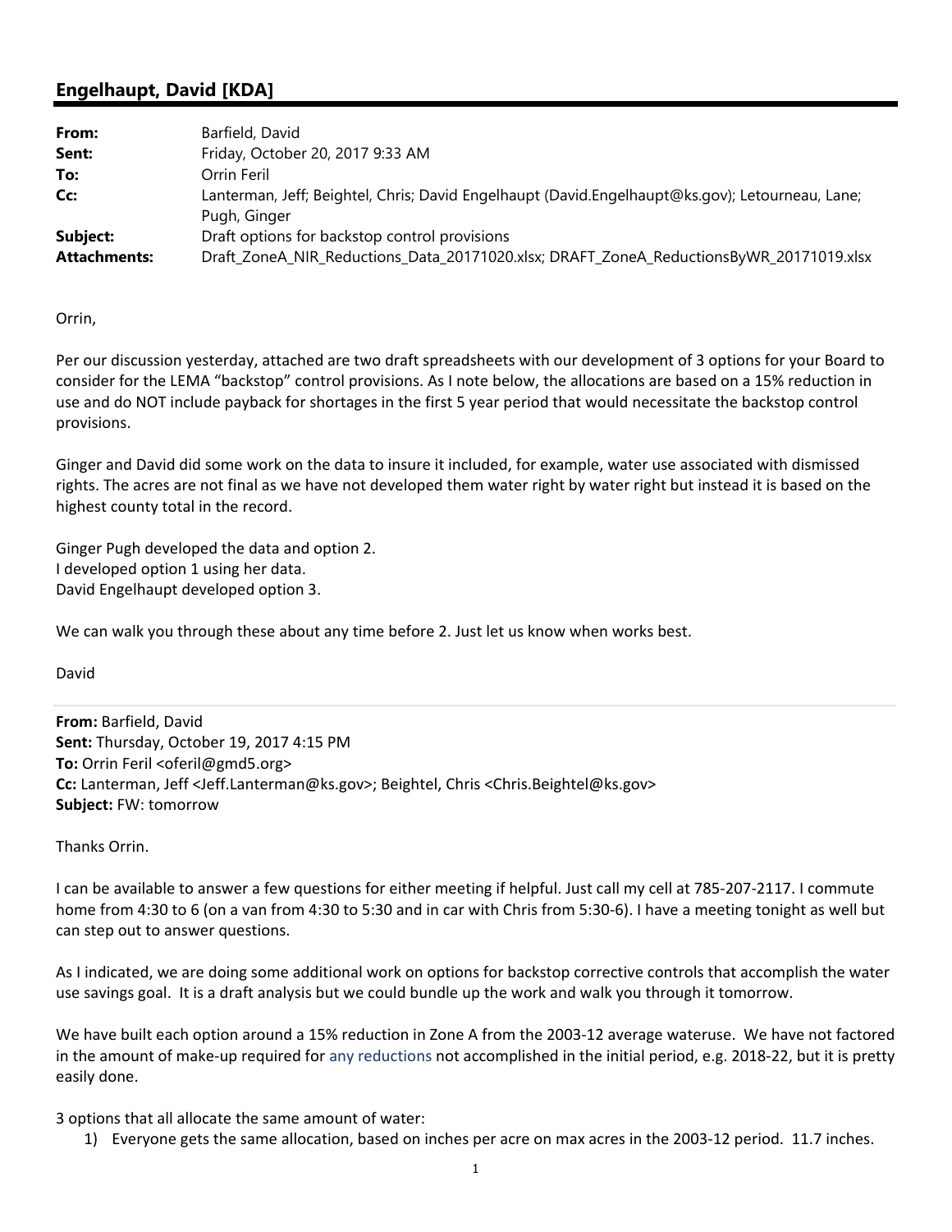## Engelhaupt, David [KDA]

| | |
|---|---|
| **From:** | Barfield, David |
| **Sent:** | Friday, October 20, 2017 9:33 AM |
| **To:** | Orrin Feril |
| **Cc:** | Lanterman, Jeff; Beightel, Chris; David Engelhaupt (David.Engelhaupt@ks.gov); Letourneau, Lane; Pugh, Ginger |
| **Subject:** | Draft options for backstop control provisions |
| **Attachments:** | Draft_ZoneA_NIR_Reductions_Data_20171020.xlsx; DRAFT_ZoneA_ReductionsByWR_20171019.xlsx |

Orrin,

Per our discussion yesterday, attached are two draft spreadsheets with our development of 3 options for your Board to consider for the LEMA "backstop" control provisions. As I note below, the allocations are based on a 15% reduction in use and do NOT include payback for shortages in the first 5 year period that would necessitate the backstop control provisions.

Ginger and David did some work on the data to insure it included, for example, water use associated with dismissed rights. The acres are not final as we have not developed them water right by water right but instead it is based on the highest county total in the record.

Ginger Pugh developed the data and option 2.
I developed option 1 using her data.
David Engelhaupt developed option 3.

We can walk you through these about any time before 2. Just let us know when works best.

David

---

**From:** Barfield, David
**Sent:** Thursday, October 19, 2017 4:15 PM
**To:** Orrin Feril <oferil@gmd5.org>
**Cc:** Lanterman, Jeff <Jeff.Lanterman@ks.gov>; Beightel, Chris <Chris.Beightel@ks.gov>
**Subject:** FW: tomorrow

Thanks Orrin.

I can be available to answer a few questions for either meeting if helpful. Just call my cell at 785-207-2117. I commute home from 4:30 to 6 (on a van from 4:30 to 5:30 and in car with Chris from 5:30-6). I have a meeting tonight as well but can step out to answer questions.

As I indicated, we are doing some additional work on options for backstop corrective controls that accomplish the water use savings goal. It is a draft analysis but we could bundle up the work and walk you through it tomorrow.

We have built each option around a 15% reduction in Zone A from the 2003-12 average wateruse. We have not factored in the amount of make-up required for any reductions not accomplished in the initial period, e.g. 2018-22, but it is pretty easily done.

3 options that all allocate the same amount of water:

1) Everyone gets the same allocation, based on inches per acre on max acres in the 2003-12 period. 11.7 inches.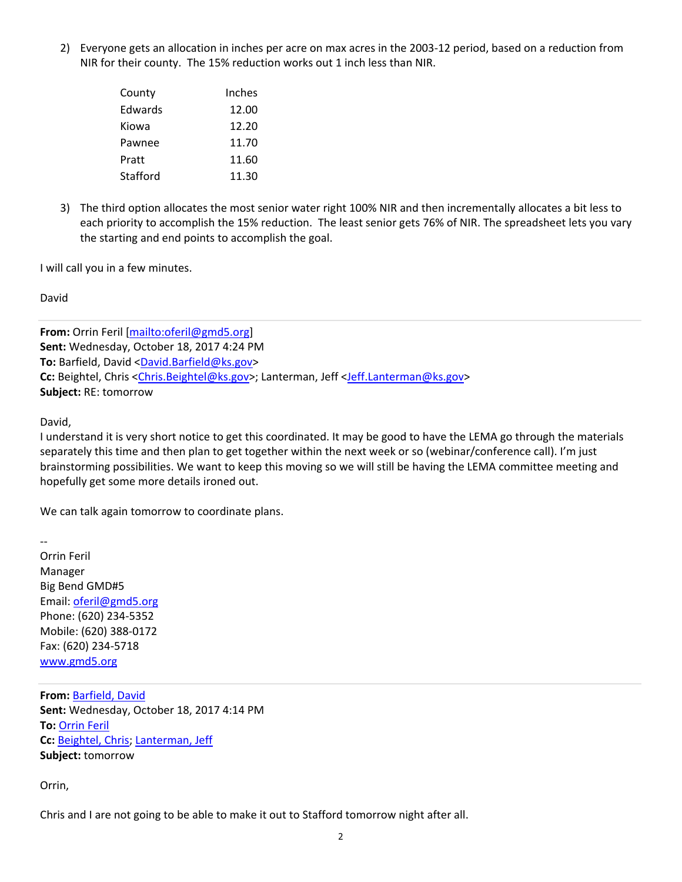2) Everyone gets an allocation in inches per acre on max acres in the 2003-12 period, based on a reduction from NIR for their county. The 15% reduction works out 1 inch less than NIR.

| County | Inches |
|---|---|
| Edwards | 12.00 |
| Kiowa | 12.20 |
| Pawnee | 11.70 |
| Pratt | 11.60 |
| Stafford | 11.30 |

3) The third option allocates the most senior water right 100% NIR and then incrementally allocates a bit less to each priority to accomplish the 15% reduction. The least senior gets 76% of NIR. The spreadsheet lets you vary the starting and end points to accomplish the goal.

I will call you in a few minutes.

David

---

**From:** Orrin Feril [mailto:oferil@gmd5.org]
**Sent:** Wednesday, October 18, 2017 4:24 PM
**To:** Barfield, David <David.Barfield@ks.gov>
**Cc:** Beightel, Chris <Chris.Beightel@ks.gov>; Lanterman, Jeff <Jeff.Lanterman@ks.gov>
**Subject:** RE: tomorrow

David,
I understand it is very short notice to get this coordinated. It may be good to have the LEMA go through the materials separately this time and then plan to get together within the next week or so (webinar/conference call). I'm just brainstorming possibilities. We want to keep this moving so we will still be having the LEMA committee meeting and hopefully get some more details ironed out.

We can talk again tomorrow to coordinate plans.

--
Orrin Feril
Manager
Big Bend GMD#5
Email: oferil@gmd5.org
Phone: (620) 234-5352
Mobile: (620) 388-0172
Fax: (620) 234-5718
www.gmd5.org

---

**From:** Barfield, David
**Sent:** Wednesday, October 18, 2017 4:14 PM
**To:** Orrin Feril
**Cc:** Beightel, Chris; Lanterman, Jeff
**Subject:** tomorrow

Orrin,

Chris and I are not going to be able to make it out to Stafford tomorrow night after all.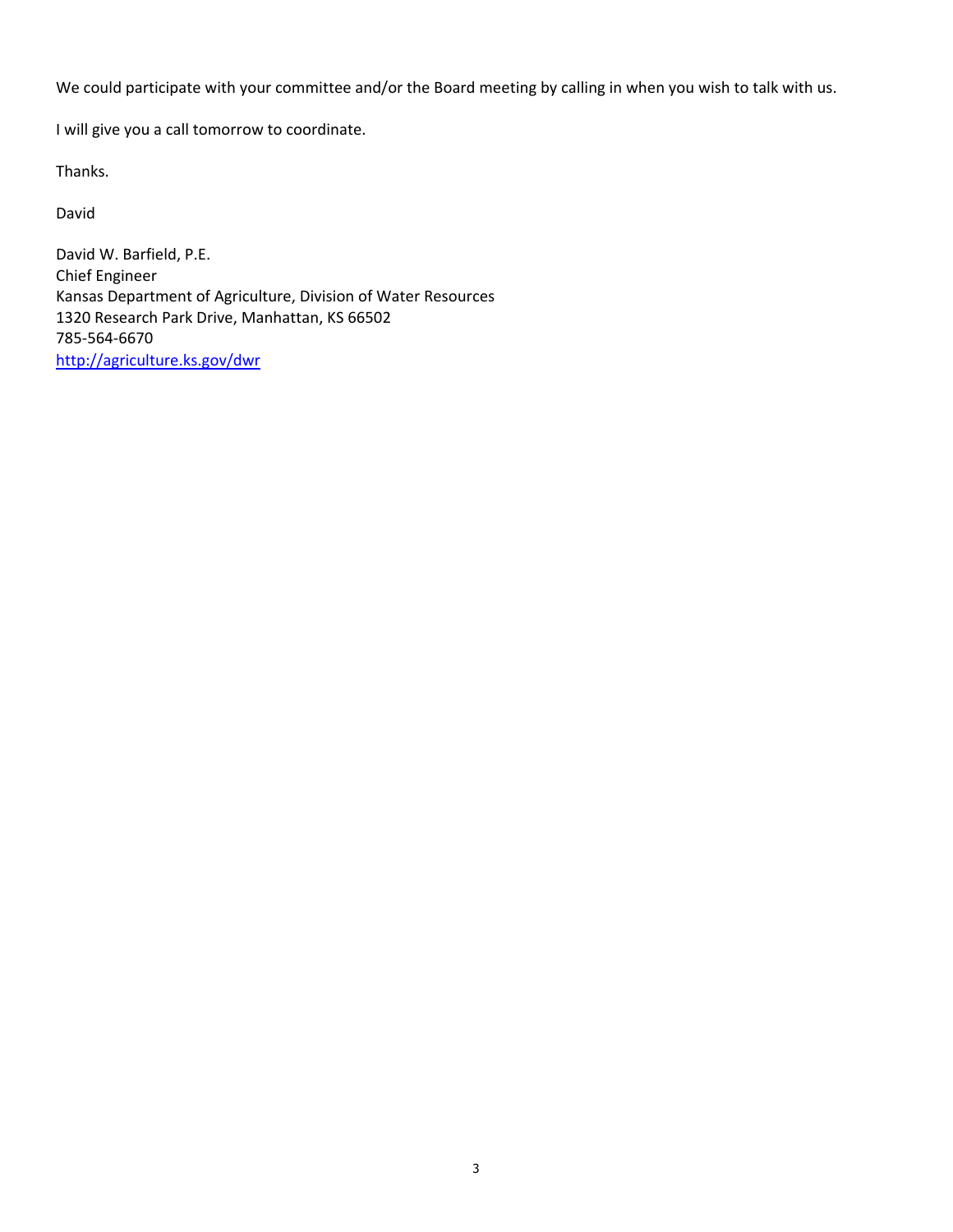We could participate with your committee and/or the Board meeting by calling in when you wish to talk with us.

I will give you a call tomorrow to coordinate.

Thanks.

David

David W. Barfield, P.E.
Chief Engineer
Kansas Department of Agriculture, Division of Water Resources
1320 Research Park Drive, Manhattan, KS 66502
785-564-6670
http://agriculture.ks.gov/dwr